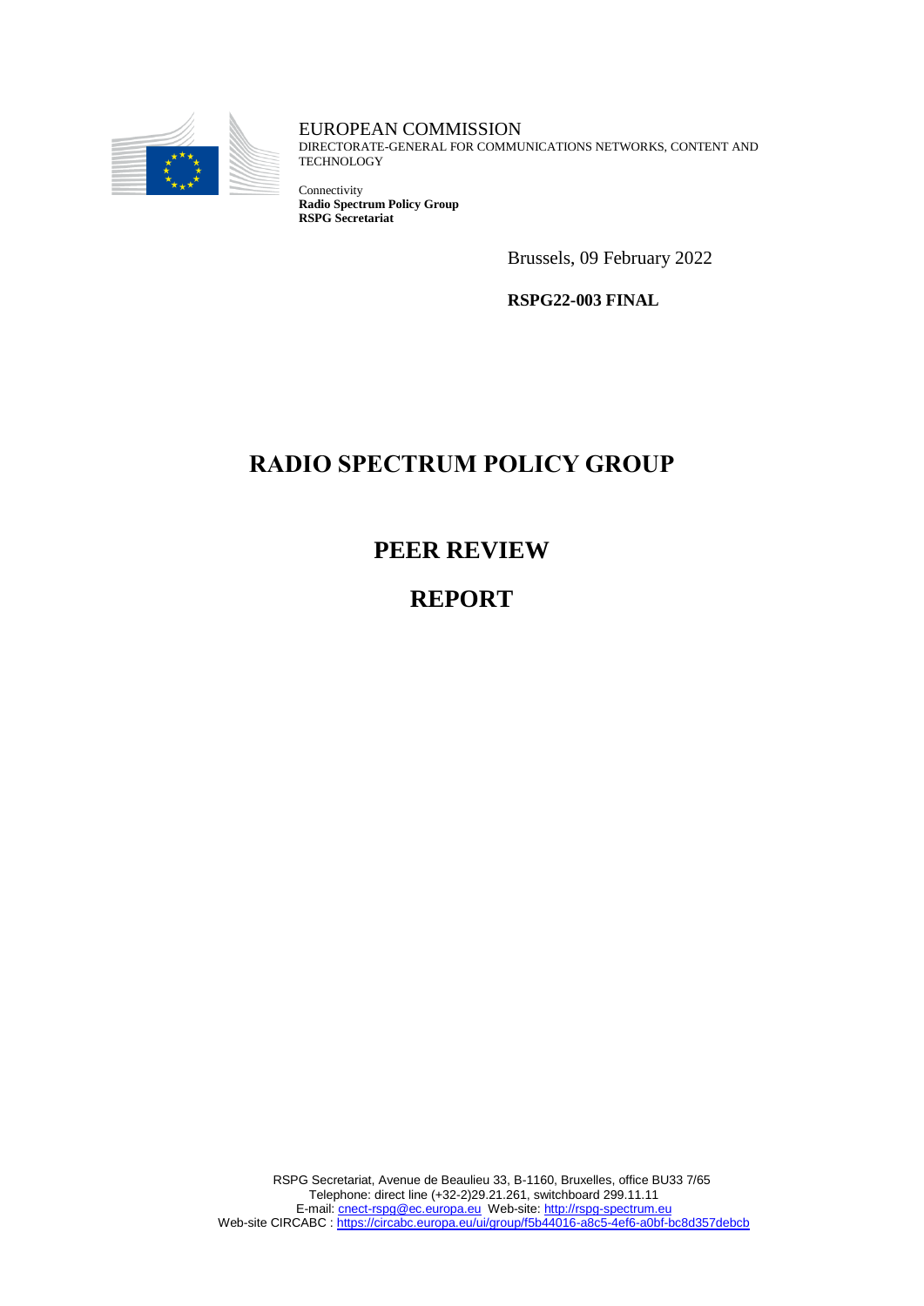EUROPEAN COMMISSION
DIRECTORATE-GENERAL FOR COMMUNICATIONS NETWORKS, CONTENT AND TECHNOLOGY

Connectivity
**Radio Spectrum Policy Group**
**RSPG Secretariat**

Brussels, 09 February 2022

**RSPG22-003 FINAL**

# RADIO SPECTRUM POLICY GROUP

# PEER REVIEW

# REPORT

RSPG Secretariat, Avenue de Beaulieu 33, B-1160, Bruxelles, office BU33 7/65
Telephone: direct line (+32-2)29.21.261, switchboard 299.11.11
E-mail: cnect-rspg@ec.europa.eu Web-site: http://rspg-spectrum.eu
Web-site CIRCABC : https://circabc.europa.eu/ui/group/f5b44016-a8c5-4ef6-a0bf-bc8d357debcb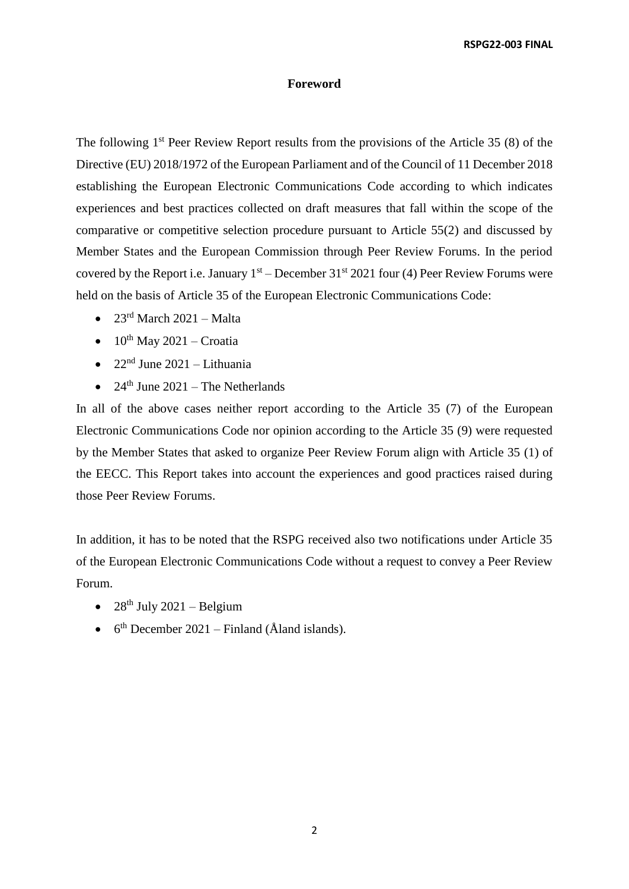# Foreword

The following 1st Peer Review Report results from the provisions of the Article 35 (8) of the Directive (EU) 2018/1972 of the European Parliament and of the Council of 11 December 2018 establishing the European Electronic Communications Code according to which indicates experiences and best practices collected on draft measures that fall within the scope of the comparative or competitive selection procedure pursuant to Article 55(2) and discussed by Member States and the European Commission through Peer Review Forums. In the period covered by the Report i.e. January 1st – December 31st 2021 four (4) Peer Review Forums were held on the basis of Article 35 of the European Electronic Communications Code:

- 23rd March 2021 – Malta
- 10th May 2021 – Croatia
- 22nd June 2021 – Lithuania
- 24th June 2021 – The Netherlands

In all of the above cases neither report according to the Article 35 (7) of the European Electronic Communications Code nor opinion according to the Article 35 (9) were requested by the Member States that asked to organize Peer Review Forum align with Article 35 (1) of the EECC. This Report takes into account the experiences and good practices raised during those Peer Review Forums.

In addition, it has to be noted that the RSPG received also two notifications under Article 35 of the European Electronic Communications Code without a request to convey a Peer Review Forum.

- 28th July 2021 – Belgium
- 6th December 2021 – Finland (Åland islands).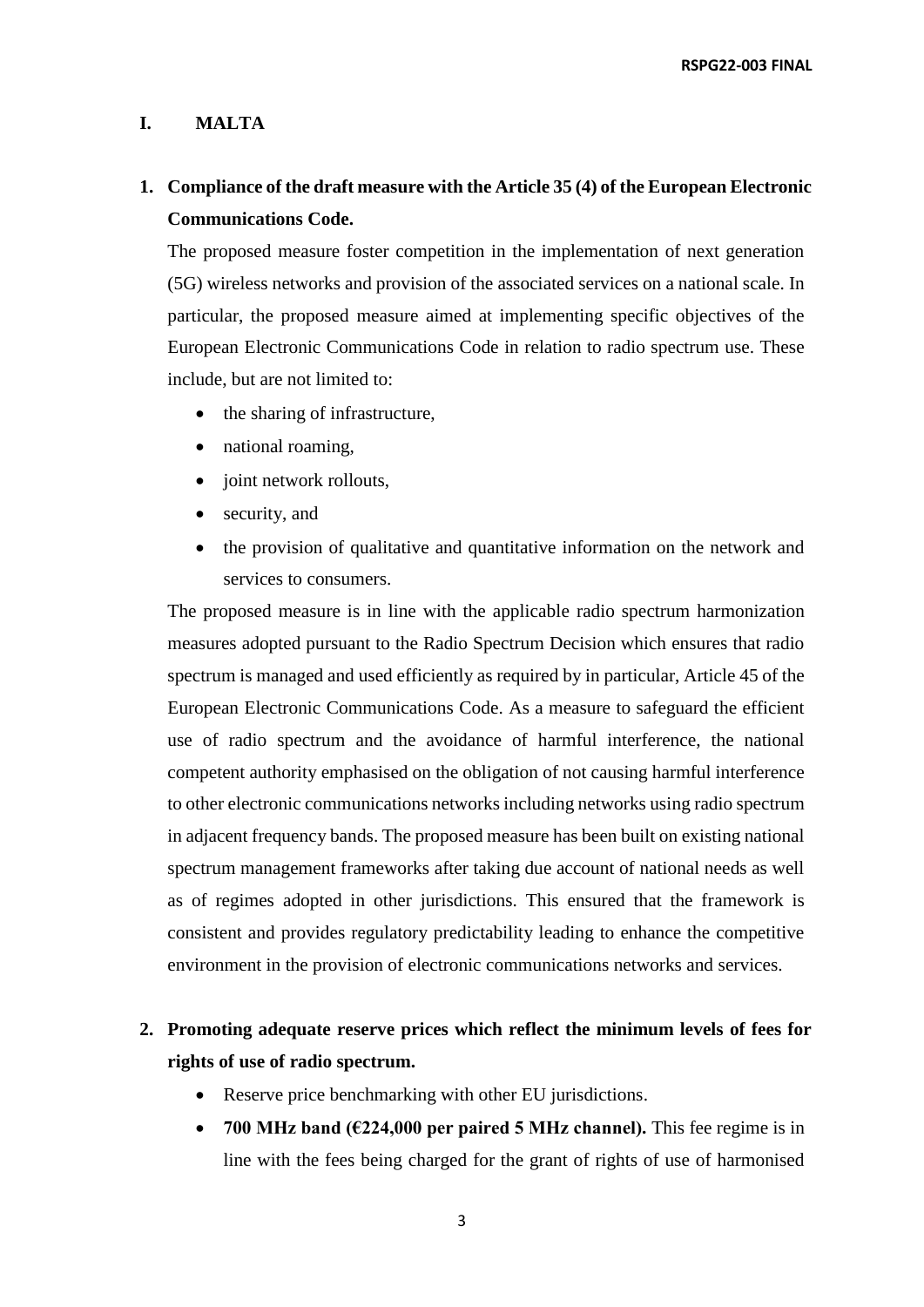## I. MALTA

### 1. Compliance of the draft measure with the Article 35 (4) of the European Electronic Communications Code.

The proposed measure foster competition in the implementation of next generation (5G) wireless networks and provision of the associated services on a national scale. In particular, the proposed measure aimed at implementing specific objectives of the European Electronic Communications Code in relation to radio spectrum use. These include, but are not limited to:

- the sharing of infrastructure,
- national roaming,
- joint network rollouts,
- security, and
- the provision of qualitative and quantitative information on the network and services to consumers.

The proposed measure is in line with the applicable radio spectrum harmonization measures adopted pursuant to the Radio Spectrum Decision which ensures that radio spectrum is managed and used efficiently as required by in particular, Article 45 of the European Electronic Communications Code. As a measure to safeguard the efficient use of radio spectrum and the avoidance of harmful interference, the national competent authority emphasised on the obligation of not causing harmful interference to other electronic communications networks including networks using radio spectrum in adjacent frequency bands. The proposed measure has been built on existing national spectrum management frameworks after taking due account of national needs as well as of regimes adopted in other jurisdictions. This ensured that the framework is consistent and provides regulatory predictability leading to enhance the competitive environment in the provision of electronic communications networks and services.

### 2. Promoting adequate reserve prices which reflect the minimum levels of fees for rights of use of radio spectrum.

- Reserve price benchmarking with other EU jurisdictions.
- **700 MHz band (€224,000 per paired 5 MHz channel).** This fee regime is in line with the fees being charged for the grant of rights of use of harmonised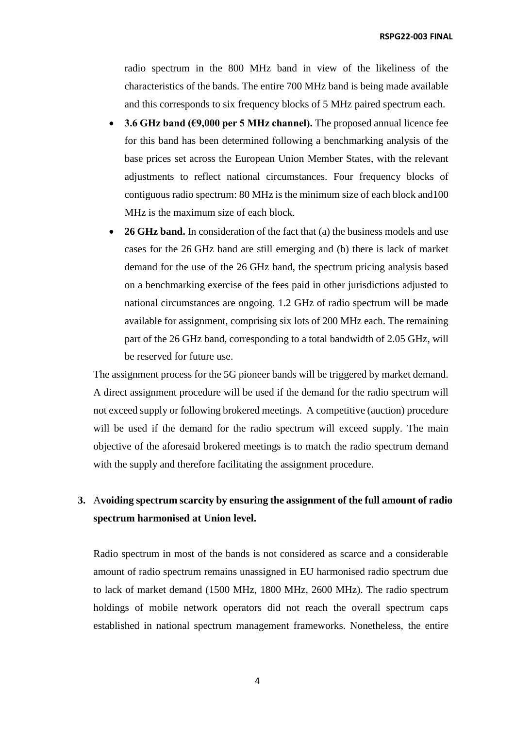radio spectrum in the 800 MHz band in view of the likeliness of the characteristics of the bands. The entire 700 MHz band is being made available and this corresponds to six frequency blocks of 5 MHz paired spectrum each.

- **3.6 GHz band (€9,000 per 5 MHz channel).** The proposed annual licence fee for this band has been determined following a benchmarking analysis of the base prices set across the European Union Member States, with the relevant adjustments to reflect national circumstances. Four frequency blocks of contiguous radio spectrum: 80 MHz is the minimum size of each block and100 MHz is the maximum size of each block.
- **26 GHz band.** In consideration of the fact that (a) the business models and use cases for the 26 GHz band are still emerging and (b) there is lack of market demand for the use of the 26 GHz band, the spectrum pricing analysis based on a benchmarking exercise of the fees paid in other jurisdictions adjusted to national circumstances are ongoing. 1.2 GHz of radio spectrum will be made available for assignment, comprising six lots of 200 MHz each. The remaining part of the 26 GHz band, corresponding to a total bandwidth of 2.05 GHz, will be reserved for future use.

The assignment process for the 5G pioneer bands will be triggered by market demand. A direct assignment procedure will be used if the demand for the radio spectrum will not exceed supply or following brokered meetings. A competitive (auction) procedure will be used if the demand for the radio spectrum will exceed supply. The main objective of the aforesaid brokered meetings is to match the radio spectrum demand with the supply and therefore facilitating the assignment procedure.

**3. Avoiding spectrum scarcity by ensuring the assignment of the full amount of radio spectrum harmonised at Union level.**

Radio spectrum in most of the bands is not considered as scarce and a considerable amount of radio spectrum remains unassigned in EU harmonised radio spectrum due to lack of market demand (1500 MHz, 1800 MHz, 2600 MHz). The radio spectrum holdings of mobile network operators did not reach the overall spectrum caps established in national spectrum management frameworks. Nonetheless, the entire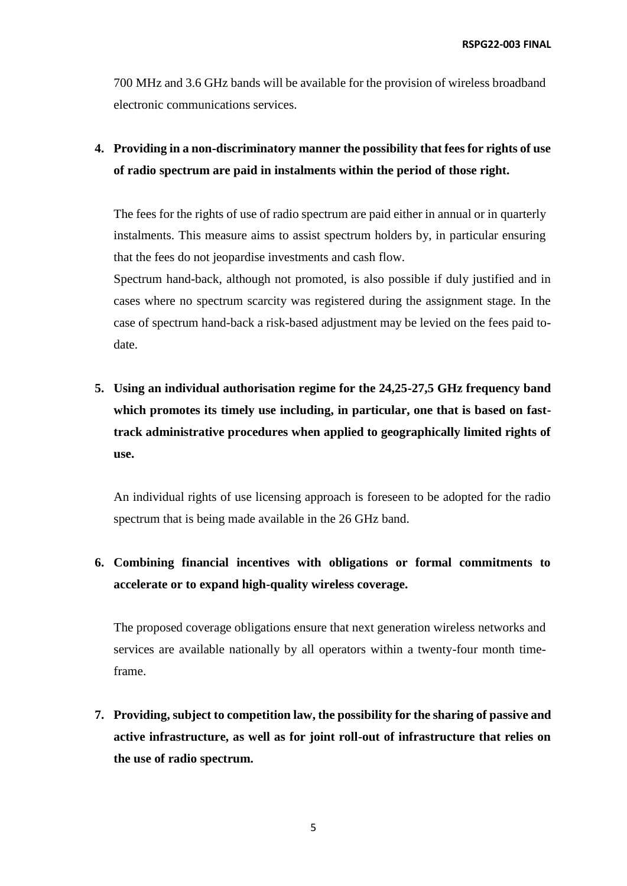700 MHz and 3.6 GHz bands will be available for the provision of wireless broadband electronic communications services.

4. **Providing in a non-discriminatory manner the possibility that fees for rights of use of radio spectrum are paid in instalments within the period of those right.**

   The fees for the rights of use of radio spectrum are paid either in annual or in quarterly instalments. This measure aims to assist spectrum holders by, in particular ensuring that the fees do not jeopardise investments and cash flow.
   Spectrum hand-back, although not promoted, is also possible if duly justified and in cases where no spectrum scarcity was registered during the assignment stage. In the case of spectrum hand-back a risk-based adjustment may be levied on the fees paid to-date.

5. **Using an individual authorisation regime for the 24,25-27,5 GHz frequency band which promotes its timely use including, in particular, one that is based on fast-track administrative procedures when applied to geographically limited rights of use.**

   An individual rights of use licensing approach is foreseen to be adopted for the radio spectrum that is being made available in the 26 GHz band.

6. **Combining financial incentives with obligations or formal commitments to accelerate or to expand high-quality wireless coverage.**

   The proposed coverage obligations ensure that next generation wireless networks and services are available nationally by all operators within a twenty-four month time-frame.

7. **Providing, subject to competition law, the possibility for the sharing of passive and active infrastructure, as well as for joint roll-out of infrastructure that relies on the use of radio spectrum.**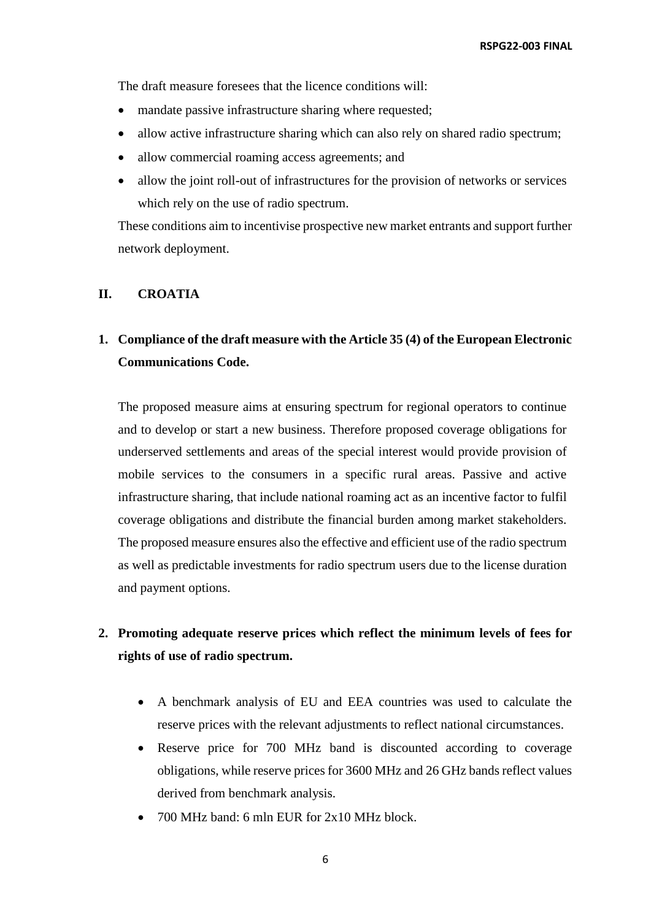The draft measure foresees that the licence conditions will:

- mandate passive infrastructure sharing where requested;
- allow active infrastructure sharing which can also rely on shared radio spectrum;
- allow commercial roaming access agreements; and
- allow the joint roll-out of infrastructures for the provision of networks or services which rely on the use of radio spectrum.

These conditions aim to incentivise prospective new market entrants and support further network deployment.

## II. CROATIA

### 1. Compliance of the draft measure with the Article 35 (4) of the European Electronic Communications Code.

The proposed measure aims at ensuring spectrum for regional operators to continue and to develop or start a new business. Therefore proposed coverage obligations for underserved settlements and areas of the special interest would provide provision of mobile services to the consumers in a specific rural areas. Passive and active infrastructure sharing, that include national roaming act as an incentive factor to fulfil coverage obligations and distribute the financial burden among market stakeholders. The proposed measure ensures also the effective and efficient use of the radio spectrum as well as predictable investments for radio spectrum users due to the license duration and payment options.

### 2. Promoting adequate reserve prices which reflect the minimum levels of fees for rights of use of radio spectrum.

- A benchmark analysis of EU and EEA countries was used to calculate the reserve prices with the relevant adjustments to reflect national circumstances.
- Reserve price for 700 MHz band is discounted according to coverage obligations, while reserve prices for 3600 MHz and 26 GHz bands reflect values derived from benchmark analysis.
- 700 MHz band: 6 mln EUR for 2x10 MHz block.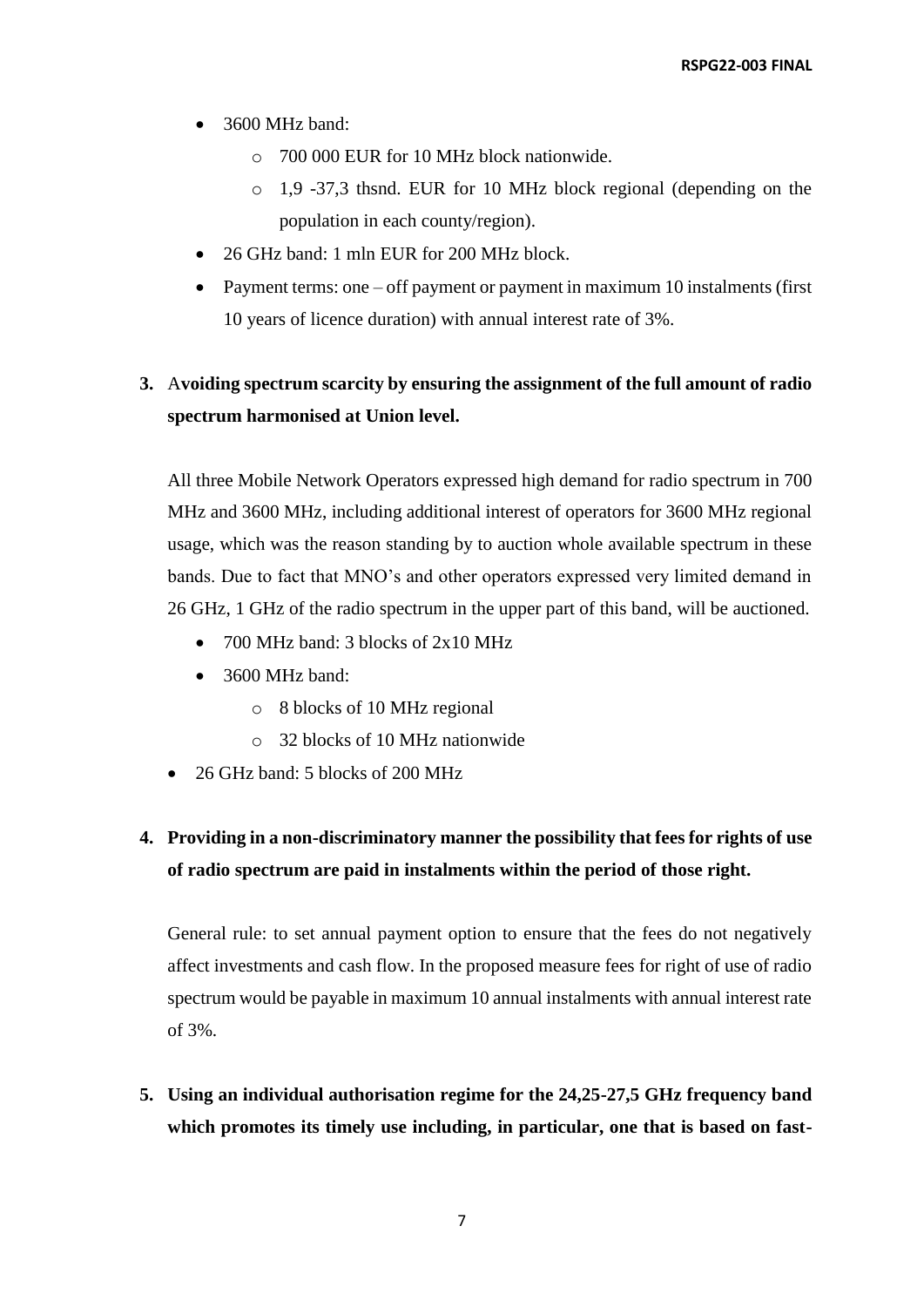- 3600 MHz band:
    - 700 000 EUR for 10 MHz block nationwide.
    - 1,9 -37,3 thsnd. EUR for 10 MHz block regional (depending on the population in each county/region).
- 26 GHz band: 1 mln EUR for 200 MHz block.
- Payment terms: one – off payment or payment in maximum 10 instalments (first 10 years of licence duration) with annual interest rate of 3%.

**3. Avoiding spectrum scarcity by ensuring the assignment of the full amount of radio spectrum harmonised at Union level.**

All three Mobile Network Operators expressed high demand for radio spectrum in 700 MHz and 3600 MHz, including additional interest of operators for 3600 MHz regional usage, which was the reason standing by to auction whole available spectrum in these bands. Due to fact that MNO's and other operators expressed very limited demand in 26 GHz, 1 GHz of the radio spectrum in the upper part of this band, will be auctioned.

- 700 MHz band: 3 blocks of 2x10 MHz
- 3600 MHz band:
    - 8 blocks of 10 MHz regional
    - 32 blocks of 10 MHz nationwide
- 26 GHz band: 5 blocks of 200 MHz

**4. Providing in a non-discriminatory manner the possibility that fees for rights of use of radio spectrum are paid in instalments within the period of those right.**

General rule: to set annual payment option to ensure that the fees do not negatively affect investments and cash flow. In the proposed measure fees for right of use of radio spectrum would be payable in maximum 10 annual instalments with annual interest rate of 3%.

**5. Using an individual authorisation regime for the 24,25-27,5 GHz frequency band which promotes its timely use including, in particular, one that is based on fast-**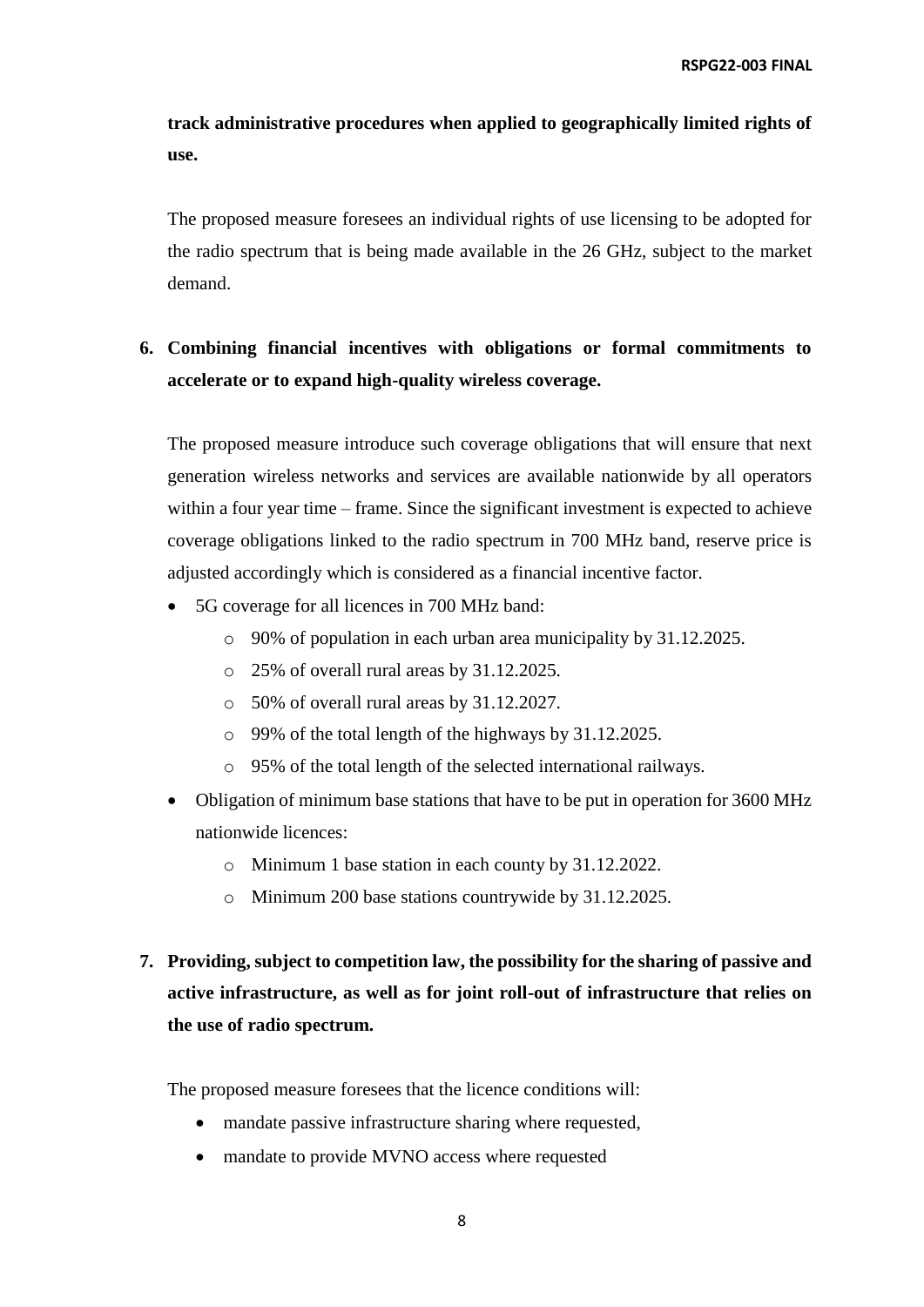**track administrative procedures when applied to geographically limited rights of use.**

The proposed measure foresees an individual rights of use licensing to be adopted for the radio spectrum that is being made available in the 26 GHz, subject to the market demand.

6. **Combining financial incentives with obligations or formal commitments to accelerate or to expand high-quality wireless coverage.**

   The proposed measure introduce such coverage obligations that will ensure that next generation wireless networks and services are available nationwide by all operators within a four year time – frame. Since the significant investment is expected to achieve coverage obligations linked to the radio spectrum in 700 MHz band, reserve price is adjusted accordingly which is considered as a financial incentive factor.

   - 5G coverage for all licences in 700 MHz band:
     - 90% of population in each urban area municipality by 31.12.2025.
     - 25% of overall rural areas by 31.12.2025.
     - 50% of overall rural areas by 31.12.2027.
     - 99% of the total length of the highways by 31.12.2025.
     - 95% of the total length of the selected international railways.
   - Obligation of minimum base stations that have to be put in operation for 3600 MHz nationwide licences:
     - Minimum 1 base station in each county by 31.12.2022.
     - Minimum 200 base stations countrywide by 31.12.2025.

7. **Providing, subject to competition law, the possibility for the sharing of passive and active infrastructure, as well as for joint roll-out of infrastructure that relies on the use of radio spectrum.**

   The proposed measure foresees that the licence conditions will:

   - mandate passive infrastructure sharing where requested,
   - mandate to provide MVNO access where requested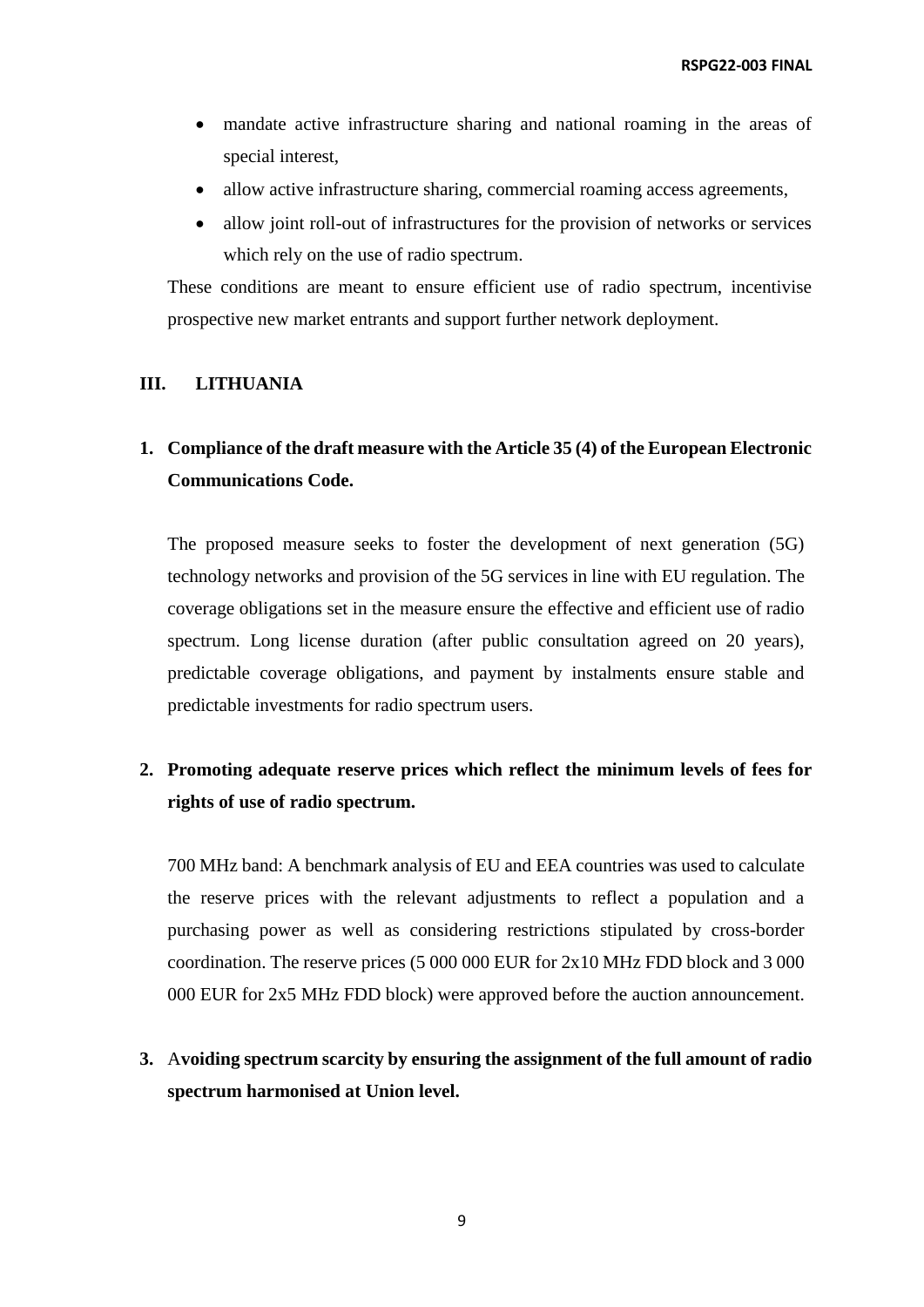- mandate active infrastructure sharing and national roaming in the areas of special interest,
- allow active infrastructure sharing, commercial roaming access agreements,
- allow joint roll-out of infrastructures for the provision of networks or services which rely on the use of radio spectrum.

These conditions are meant to ensure efficient use of radio spectrum, incentivise prospective new market entrants and support further network deployment.

## III. LITHUANIA

### 1. Compliance of the draft measure with the Article 35 (4) of the European Electronic Communications Code.

The proposed measure seeks to foster the development of next generation (5G) technology networks and provision of the 5G services in line with EU regulation. The coverage obligations set in the measure ensure the effective and efficient use of radio spectrum. Long license duration (after public consultation agreed on 20 years), predictable coverage obligations, and payment by instalments ensure stable and predictable investments for radio spectrum users.

### 2. Promoting adequate reserve prices which reflect the minimum levels of fees for rights of use of radio spectrum.

700 MHz band: A benchmark analysis of EU and EEA countries was used to calculate the reserve prices with the relevant adjustments to reflect a population and a purchasing power as well as considering restrictions stipulated by cross-border coordination. The reserve prices (5 000 000 EUR for 2x10 MHz FDD block and 3 000 000 EUR for 2x5 MHz FDD block) were approved before the auction announcement.

### 3. Avoiding spectrum scarcity by ensuring the assignment of the full amount of radio spectrum harmonised at Union level.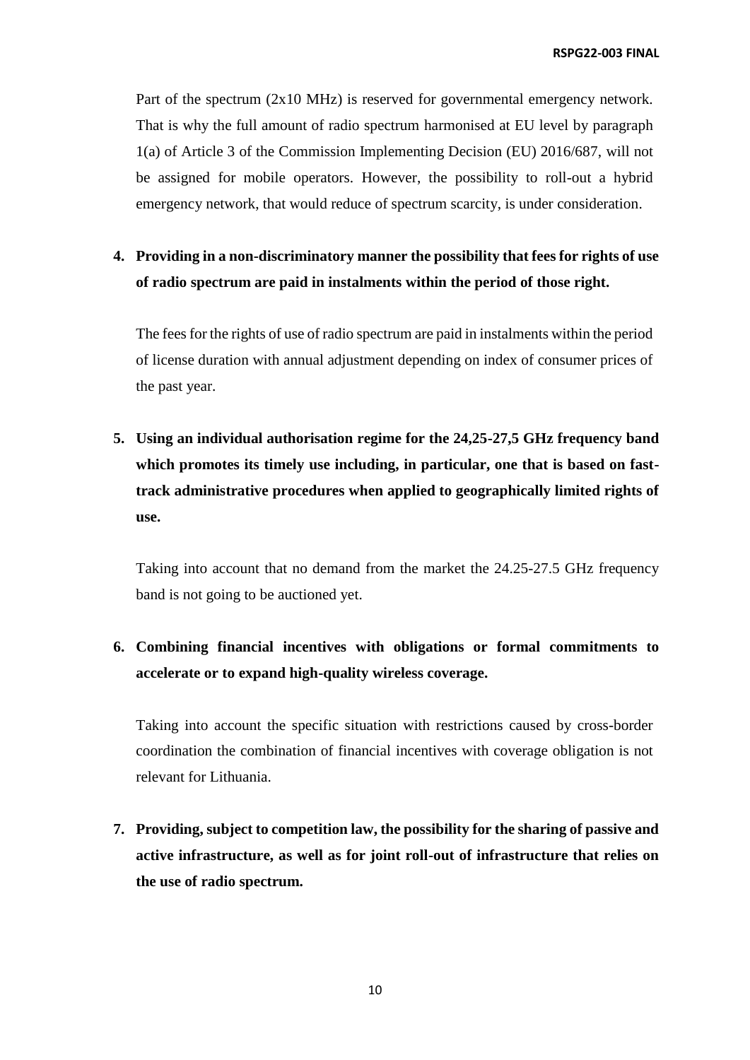Part of the spectrum (2x10 MHz) is reserved for governmental emergency network. That is why the full amount of radio spectrum harmonised at EU level by paragraph 1(a) of Article 3 of the Commission Implementing Decision (EU) 2016/687, will not be assigned for mobile operators. However, the possibility to roll-out a hybrid emergency network, that would reduce of spectrum scarcity, is under consideration.

4. **Providing in a non-discriminatory manner the possibility that fees for rights of use of radio spectrum are paid in instalments within the period of those right.**

   The fees for the rights of use of radio spectrum are paid in instalments within the period of license duration with annual adjustment depending on index of consumer prices of the past year.

5. **Using an individual authorisation regime for the 24,25-27,5 GHz frequency band which promotes its timely use including, in particular, one that is based on fast-track administrative procedures when applied to geographically limited rights of use.**

   Taking into account that no demand from the market the 24.25-27.5 GHz frequency band is not going to be auctioned yet.

6. **Combining financial incentives with obligations or formal commitments to accelerate or to expand high-quality wireless coverage.**

   Taking into account the specific situation with restrictions caused by cross-border coordination the combination of financial incentives with coverage obligation is not relevant for Lithuania.

7. **Providing, subject to competition law, the possibility for the sharing of passive and active infrastructure, as well as for joint roll-out of infrastructure that relies on the use of radio spectrum.**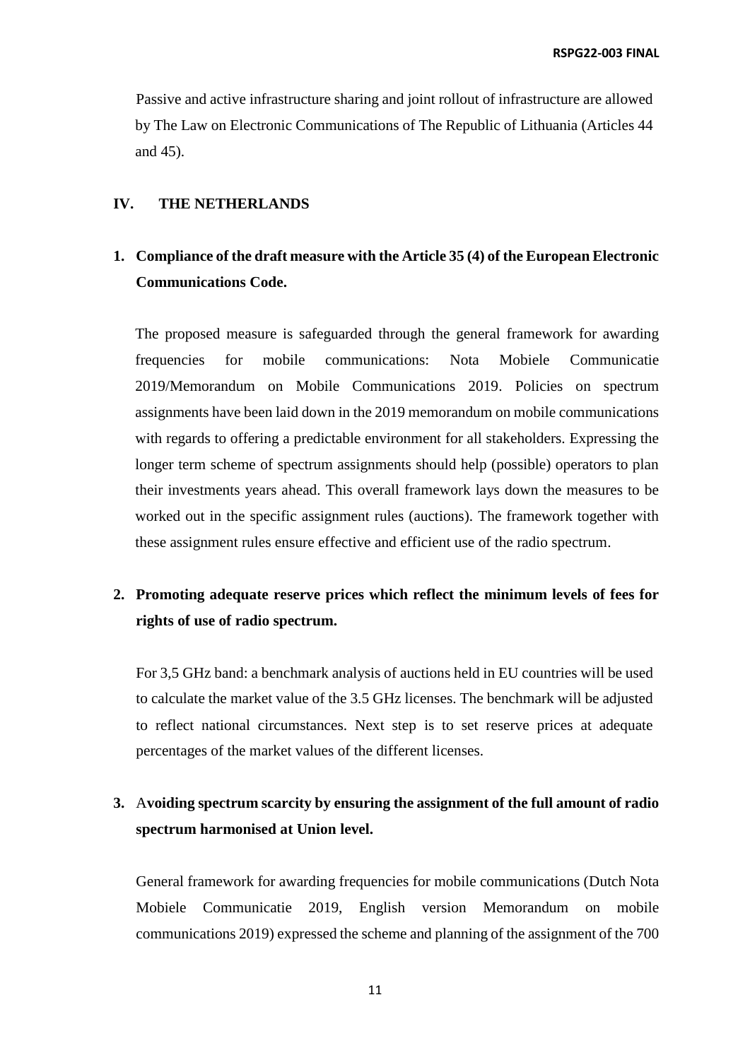Passive and active infrastructure sharing and joint rollout of infrastructure are allowed by The Law on Electronic Communications of The Republic of Lithuania (Articles 44 and 45).

## IV. THE NETHERLANDS

### 1. Compliance of the draft measure with the Article 35 (4) of the European Electronic Communications Code.

The proposed measure is safeguarded through the general framework for awarding frequencies for mobile communications: Nota Mobiele Communicatie 2019/Memorandum on Mobile Communications 2019. Policies on spectrum assignments have been laid down in the 2019 memorandum on mobile communications with regards to offering a predictable environment for all stakeholders. Expressing the longer term scheme of spectrum assignments should help (possible) operators to plan their investments years ahead. This overall framework lays down the measures to be worked out in the specific assignment rules (auctions). The framework together with these assignment rules ensure effective and efficient use of the radio spectrum.

### 2. Promoting adequate reserve prices which reflect the minimum levels of fees for rights of use of radio spectrum.

For 3,5 GHz band: a benchmark analysis of auctions held in EU countries will be used to calculate the market value of the 3.5 GHz licenses. The benchmark will be adjusted to reflect national circumstances. Next step is to set reserve prices at adequate percentages of the market values of the different licenses.

### 3. Avoiding spectrum scarcity by ensuring the assignment of the full amount of radio spectrum harmonised at Union level.

General framework for awarding frequencies for mobile communications (Dutch Nota Mobiele Communicatie 2019, English version Memorandum on mobile communications 2019) expressed the scheme and planning of the assignment of the 700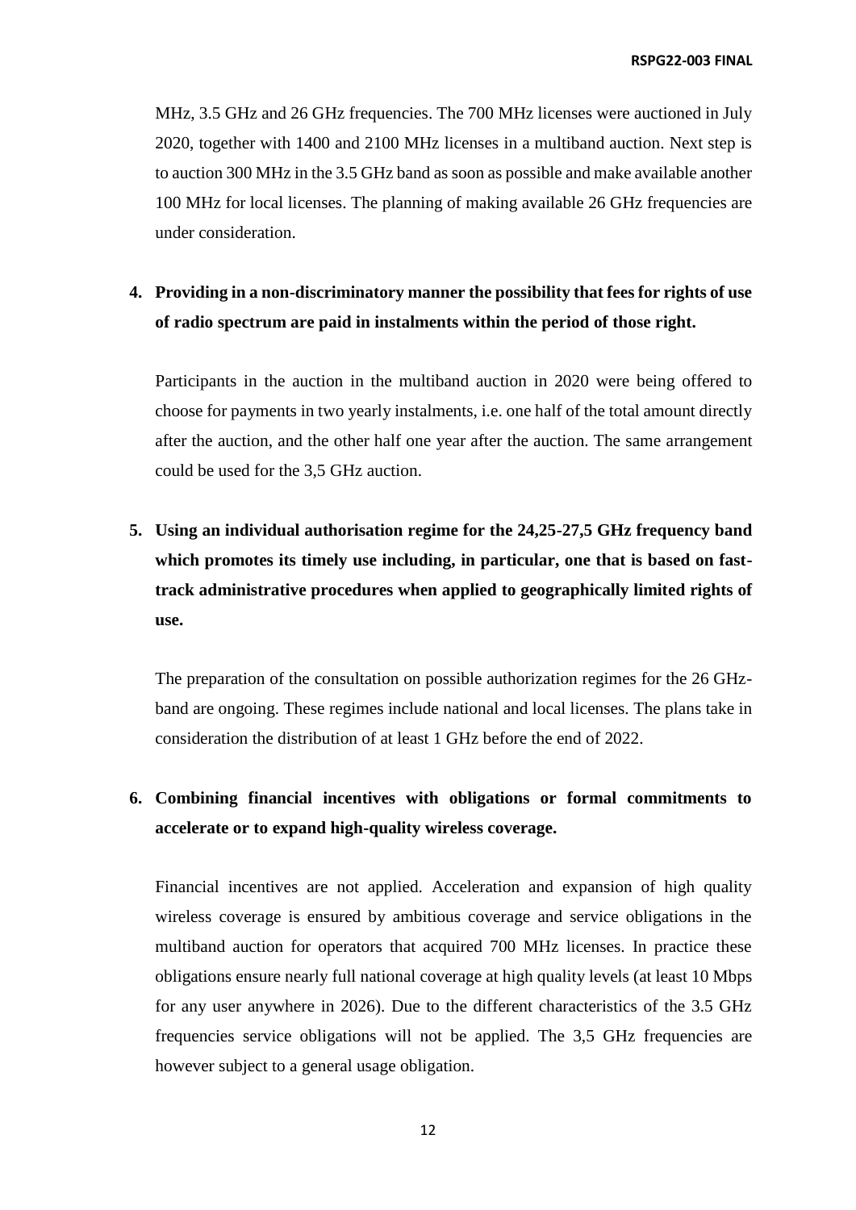MHz, 3.5 GHz and 26 GHz frequencies. The 700 MHz licenses were auctioned in July 2020, together with 1400 and 2100 MHz licenses in a multiband auction. Next step is to auction 300 MHz in the 3.5 GHz band as soon as possible and make available another 100 MHz for local licenses. The planning of making available 26 GHz frequencies are under consideration.

4. **Providing in a non-discriminatory manner the possibility that fees for rights of use of radio spectrum are paid in instalments within the period of those right.**

   Participants in the auction in the multiband auction in 2020 were being offered to choose for payments in two yearly instalments, i.e. one half of the total amount directly after the auction, and the other half one year after the auction. The same arrangement could be used for the 3,5 GHz auction.

5. **Using an individual authorisation regime for the 24,25-27,5 GHz frequency band which promotes its timely use including, in particular, one that is based on fast-track administrative procedures when applied to geographically limited rights of use.**

   The preparation of the consultation on possible authorization regimes for the 26 GHz-band are ongoing. These regimes include national and local licenses. The plans take in consideration the distribution of at least 1 GHz before the end of 2022.

6. **Combining financial incentives with obligations or formal commitments to accelerate or to expand high-quality wireless coverage.**

   Financial incentives are not applied. Acceleration and expansion of high quality wireless coverage is ensured by ambitious coverage and service obligations in the multiband auction for operators that acquired 700 MHz licenses. In practice these obligations ensure nearly full national coverage at high quality levels (at least 10 Mbps for any user anywhere in 2026). Due to the different characteristics of the 3.5 GHz frequencies service obligations will not be applied. The 3,5 GHz frequencies are however subject to a general usage obligation.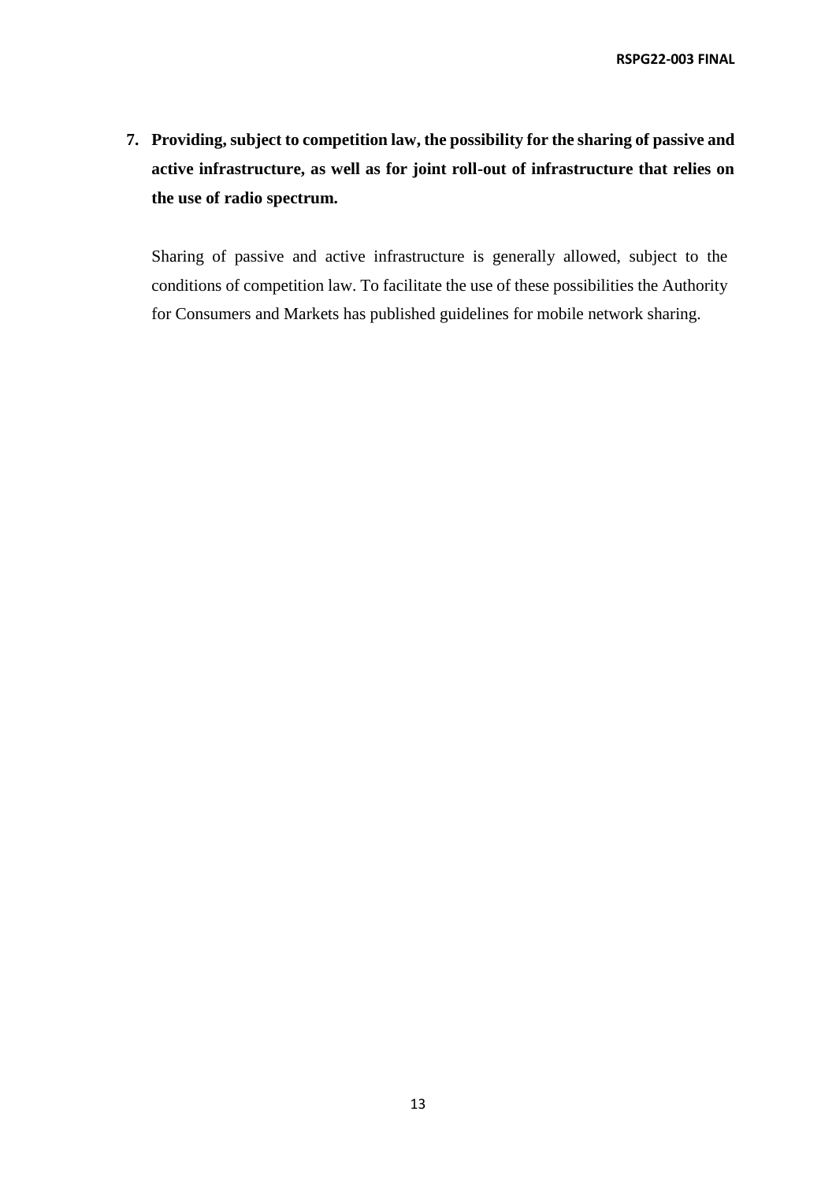**7. Providing, subject to competition law, the possibility for the sharing of passive and active infrastructure, as well as for joint roll-out of infrastructure that relies on the use of radio spectrum.**

Sharing of passive and active infrastructure is generally allowed, subject to the conditions of competition law. To facilitate the use of these possibilities the Authority for Consumers and Markets has published guidelines for mobile network sharing.